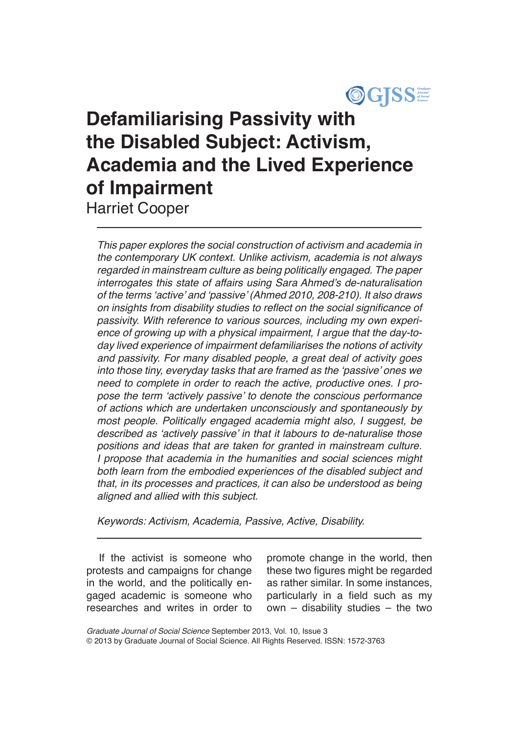# Defamiliarising Passivity with the Disabled Subject: Activism, Academia and the Lived Experience of Impairment

Harriet Cooper

*This paper explores the social construction of activism and academia in the contemporary UK context. Unlike activism, academia is not always regarded in mainstream culture as being politically engaged. The paper interrogates this state of affairs using Sara Ahmed's de-naturalisation of the terms 'active' and 'passive' (Ahmed 2010, 208-210). It also draws on insights from disability studies to reflect on the social significance of passivity. With reference to various sources, including my own experience of growing up with a physical impairment, I argue that the day-to-day lived experience of impairment defamiliarises the notions of activity and passivity. For many disabled people, a great deal of activity goes into those tiny, everyday tasks that are framed as the 'passive' ones we need to complete in order to reach the active, productive ones. I propose the term 'actively passive' to denote the conscious performance of actions which are undertaken unconsciously and spontaneously by most people. Politically engaged academia might also, I suggest, be described as 'actively passive' in that it labours to de-naturalise those positions and ideas that are taken for granted in mainstream culture. I propose that academia in the humanities and social sciences might both learn from the embodied experiences of the disabled subject and that, in its processes and practices, it can also be understood as being aligned and allied with this subject.*

*Keywords: Activism, Academia, Passive, Active, Disability.*

If the activist is someone who protests and campaigns for change in the world, and the politically engaged academic is someone who researches and writes in order to promote change in the world, then these two figures might be regarded as rather similar. In some instances, particularly in a field such as my own – disability studies – the two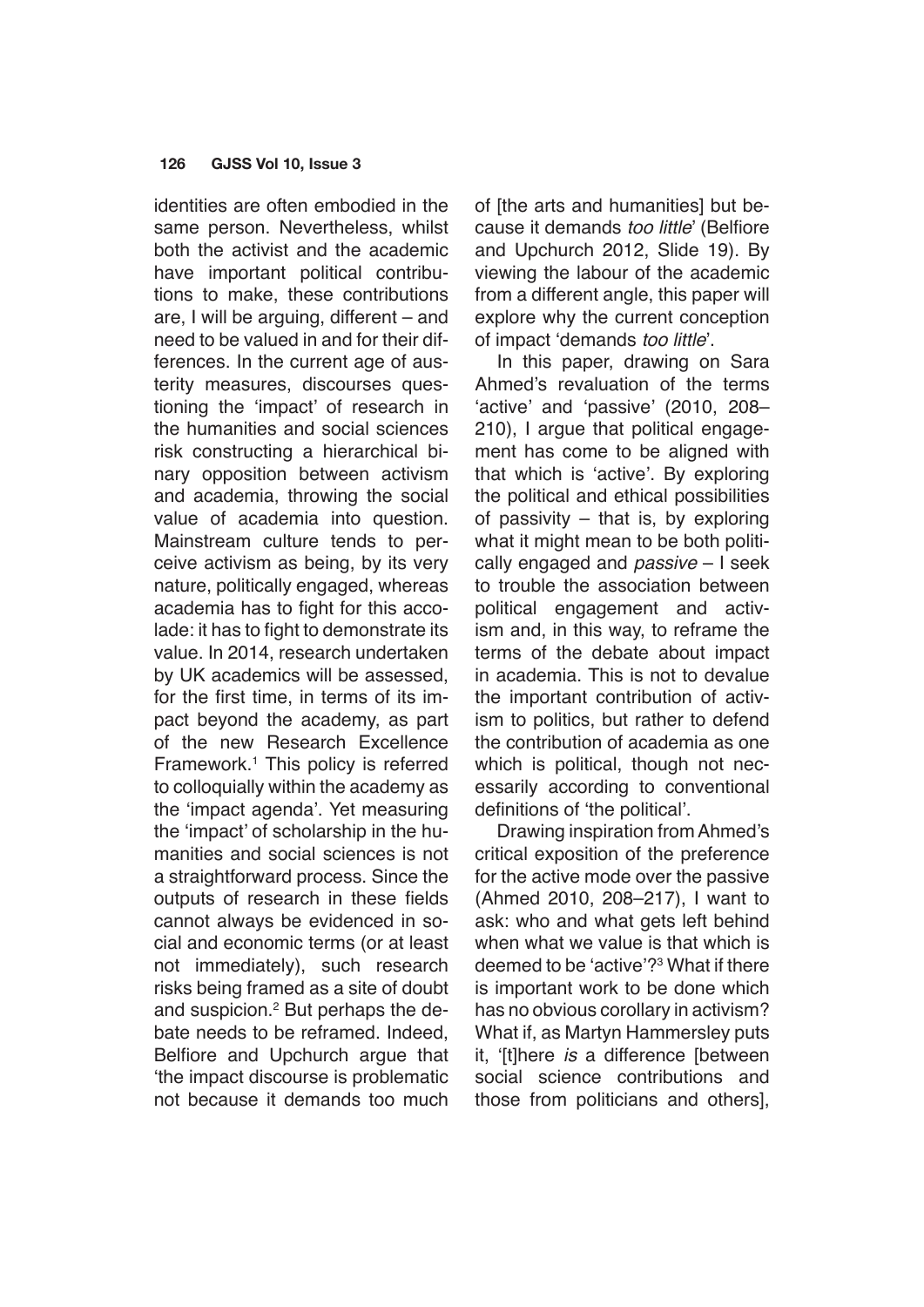identities are often embodied in the same person. Nevertheless, whilst both the activist and the academic have important political contributions to make, these contributions are, I will be arguing, different – and need to be valued in and for their differences. In the current age of austerity measures, discourses questioning the 'impact' of research in the humanities and social sciences risk constructing a hierarchical binary opposition between activism and academia, throwing the social value of academia into question. Mainstream culture tends to perceive activism as being, by its very nature, politically engaged, whereas academia has to fight for this accolade: it has to fight to demonstrate its value. In 2014, research undertaken by UK academics will be assessed, for the first time, in terms of its impact beyond the academy, as part of the new Research Excellence Framework.[1] This policy is referred to colloquially within the academy as the 'impact agenda'. Yet measuring the 'impact' of scholarship in the humanities and social sciences is not a straightforward process. Since the outputs of research in these fields cannot always be evidenced in social and economic terms (or at least not immediately), such research risks being framed as a site of doubt and suspicion.[2] But perhaps the debate needs to be reframed. Indeed, Belfiore and Upchurch argue that 'the impact discourse is problematic not because it demands too much of [the arts and humanities] but because it demands *too little*' (Belfiore and Upchurch 2012, Slide 19). By viewing the labour of the academic from a different angle, this paper will explore why the current conception of impact 'demands *too little*'.

In this paper, drawing on Sara Ahmed's revaluation of the terms 'active' and 'passive' (2010, 208–210), I argue that political engagement has come to be aligned with that which is 'active'. By exploring the political and ethical possibilities of passivity – that is, by exploring what it might mean to be both politically engaged and *passive* – I seek to trouble the association between political engagement and activism and, in this way, to reframe the terms of the debate about impact in academia. This is not to devalue the important contribution of activism to politics, but rather to defend the contribution of academia as one which is political, though not necessarily according to conventional definitions of 'the political'.

Drawing inspiration from Ahmed's critical exposition of the preference for the active mode over the passive (Ahmed 2010, 208–217), I want to ask: who and what gets left behind when what we value is that which is deemed to be 'active'?[3] What if there is important work to be done which has no obvious corollary in activism? What if, as Martyn Hammersley puts it, '[t]here *is* a difference [between social science contributions and those from politicians and others],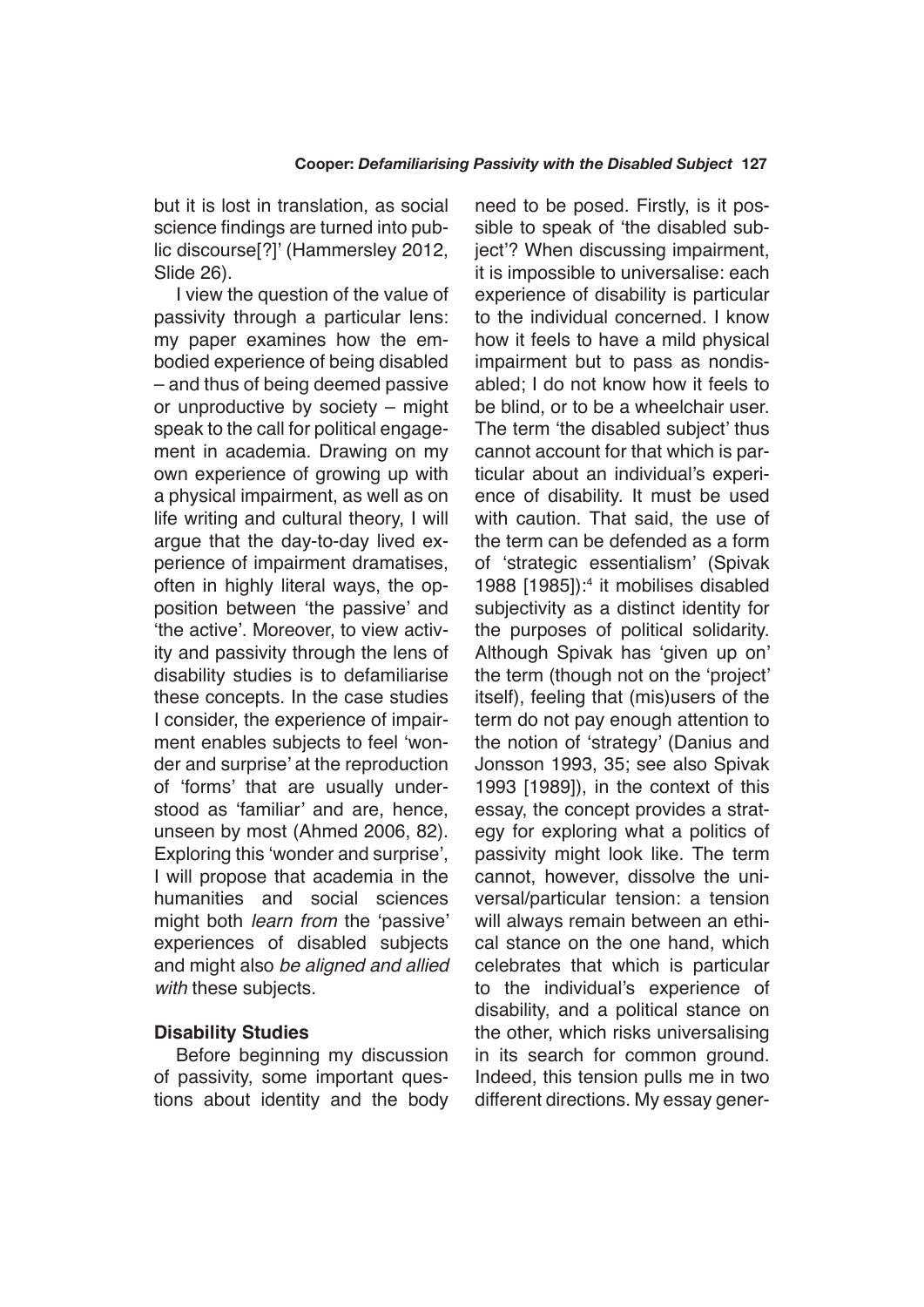but it is lost in translation, as social science findings are turned into public discourse[?]' (Hammersley 2012, Slide 26).

I view the question of the value of passivity through a particular lens: my paper examines how the embodied experience of being disabled – and thus of being deemed passive or unproductive by society – might speak to the call for political engagement in academia. Drawing on my own experience of growing up with a physical impairment, as well as on life writing and cultural theory, I will argue that the day-to-day lived experience of impairment dramatises, often in highly literal ways, the opposition between 'the passive' and 'the active'. Moreover, to view activity and passivity through the lens of disability studies is to defamiliarise these concepts. In the case studies I consider, the experience of impairment enables subjects to feel 'wonder and surprise' at the reproduction of 'forms' that are usually understood as 'familiar' and are, hence, unseen by most (Ahmed 2006, 82). Exploring this 'wonder and surprise', I will propose that academia in the humanities and social sciences might both *learn from* the 'passive' experiences of disabled subjects and might also *be aligned and allied with* these subjects.

### Disability Studies

Before beginning my discussion of passivity, some important questions about identity and the body need to be posed. Firstly, is it possible to speak of 'the disabled subject'? When discussing impairment, it is impossible to universalise: each experience of disability is particular to the individual concerned. I know how it feels to have a mild physical impairment but to pass as nondisabled; I do not know how it feels to be blind, or to be a wheelchair user. The term 'the disabled subject' thus cannot account for that which is particular about an individual's experience of disability. It must be used with caution. That said, the use of the term can be defended as a form of 'strategic essentialism' (Spivak 1988 [1985]):[4] it mobilises disabled subjectivity as a distinct identity for the purposes of political solidarity. Although Spivak has 'given up on' the term (though not on the 'project' itself), feeling that (mis)users of the term do not pay enough attention to the notion of 'strategy' (Danius and Jonsson 1993, 35; see also Spivak 1993 [1989]), in the context of this essay, the concept provides a strategy for exploring what a politics of passivity might look like. The term cannot, however, dissolve the universal/particular tension: a tension will always remain between an ethical stance on the one hand, which celebrates that which is particular to the individual's experience of disability, and a political stance on the other, which risks universalising in its search for common ground. Indeed, this tension pulls me in two different directions. My essay gener-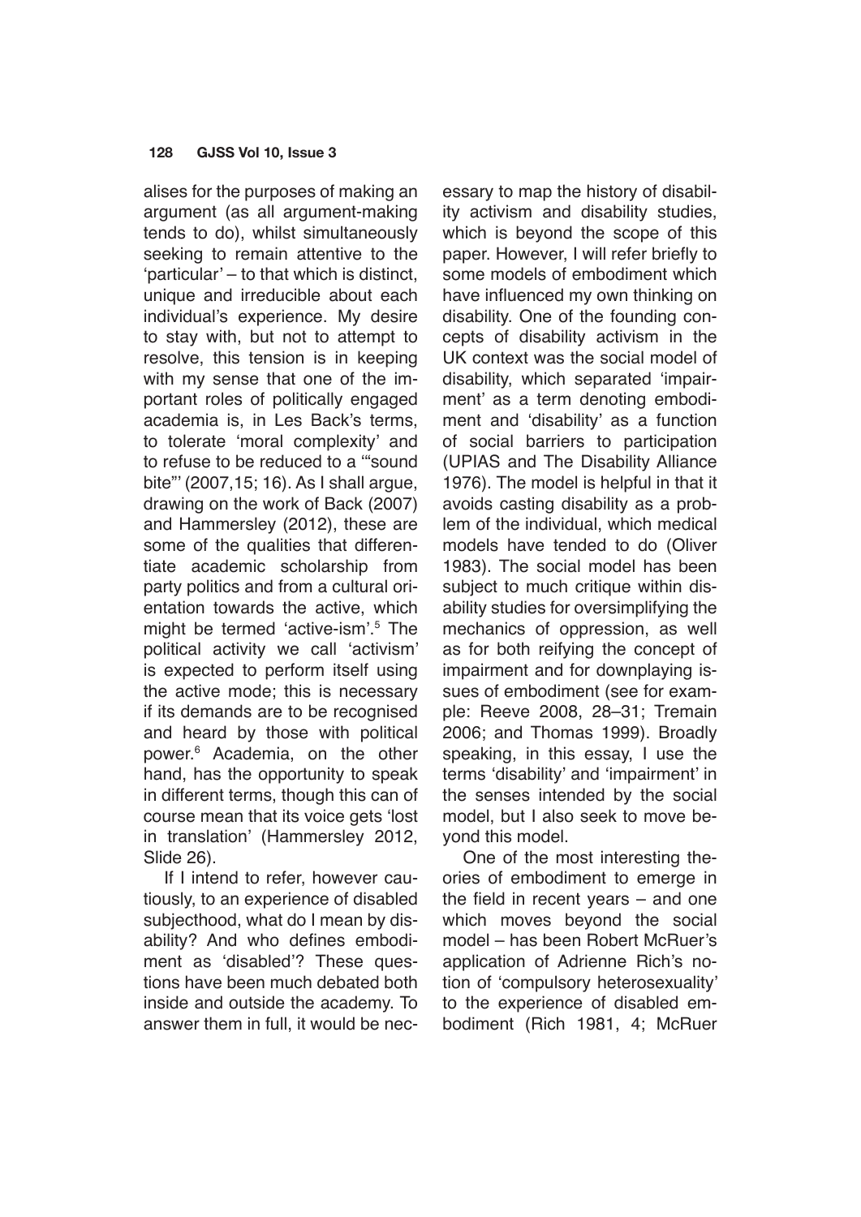alises for the purposes of making an argument (as all argument-making tends to do), whilst simultaneously seeking to remain attentive to the 'particular' – to that which is distinct, unique and irreducible about each individual's experience. My desire to stay with, but not to attempt to resolve, this tension is in keeping with my sense that one of the important roles of politically engaged academia is, in Les Back's terms, to tolerate 'moral complexity' and to refuse to be reduced to a '"sound bite"' (2007,15; 16). As I shall argue, drawing on the work of Back (2007) and Hammersley (2012), these are some of the qualities that differentiate academic scholarship from party politics and from a cultural orientation towards the active, which might be termed 'active-ism'.[5] The political activity we call 'activism' is expected to perform itself using the active mode; this is necessary if its demands are to be recognised and heard by those with political power.[6] Academia, on the other hand, has the opportunity to speak in different terms, though this can of course mean that its voice gets 'lost in translation' (Hammersley 2012, Slide 26).

If I intend to refer, however cautiously, to an experience of disabled subjecthood, what do I mean by disability? And who defines embodiment as 'disabled'? These questions have been much debated both inside and outside the academy. To answer them in full, it would be necessary to map the history of disability activism and disability studies, which is beyond the scope of this paper. However, I will refer briefly to some models of embodiment which have influenced my own thinking on disability. One of the founding concepts of disability activism in the UK context was the social model of disability, which separated 'impairment' as a term denoting embodiment and 'disability' as a function of social barriers to participation (UPIAS and The Disability Alliance 1976). The model is helpful in that it avoids casting disability as a problem of the individual, which medical models have tended to do (Oliver 1983). The social model has been subject to much critique within disability studies for oversimplifying the mechanics of oppression, as well as for both reifying the concept of impairment and for downplaying issues of embodiment (see for example: Reeve 2008, 28–31; Tremain 2006; and Thomas 1999). Broadly speaking, in this essay, I use the terms 'disability' and 'impairment' in the senses intended by the social model, but I also seek to move beyond this model.

One of the most interesting theories of embodiment to emerge in the field in recent years – and one which moves beyond the social model – has been Robert McRuer's application of Adrienne Rich's notion of 'compulsory heterosexuality' to the experience of disabled embodiment (Rich 1981, 4; McRuer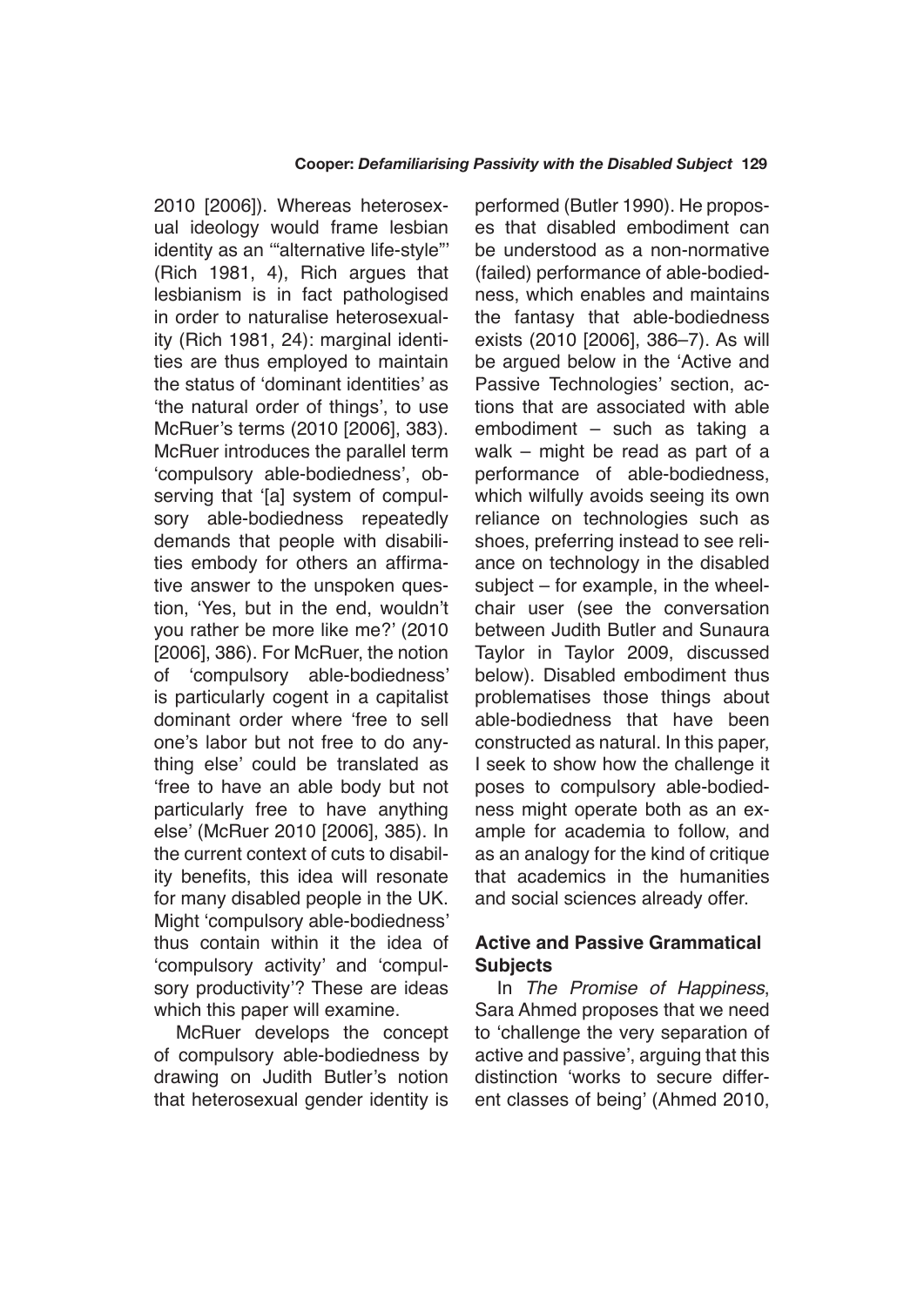2010 [2006]). Whereas heterosexual ideology would frame lesbian identity as an '"alternative life-style"' (Rich 1981, 4), Rich argues that lesbianism is in fact pathologised in order to naturalise heterosexuality (Rich 1981, 24): marginal identities are thus employed to maintain the status of 'dominant identities' as 'the natural order of things', to use McRuer's terms (2010 [2006], 383). McRuer introduces the parallel term 'compulsory able-bodiedness', observing that '[a] system of compulsory able-bodiedness repeatedly demands that people with disabilities embody for others an affirmative answer to the unspoken question, 'Yes, but in the end, wouldn't you rather be more like me?' (2010 [2006], 386). For McRuer, the notion of 'compulsory able-bodiedness' is particularly cogent in a capitalist dominant order where 'free to sell one's labor but not free to do anything else' could be translated as 'free to have an able body but not particularly free to have anything else' (McRuer 2010 [2006], 385). In the current context of cuts to disability benefits, this idea will resonate for many disabled people in the UK. Might 'compulsory able-bodiedness' thus contain within it the idea of 'compulsory activity' and 'compulsory productivity'? These are ideas which this paper will examine.

McRuer develops the concept of compulsory able-bodiedness by drawing on Judith Butler's notion that heterosexual gender identity is performed (Butler 1990). He proposes that disabled embodiment can be understood as a non-normative (failed) performance of able-bodiedness, which enables and maintains the fantasy that able-bodiedness exists (2010 [2006], 386–7). As will be argued below in the 'Active and Passive Technologies' section, actions that are associated with able embodiment – such as taking a walk – might be read as part of a performance of able-bodiedness, which wilfully avoids seeing its own reliance on technologies such as shoes, preferring instead to see reliance on technology in the disabled subject – for example, in the wheelchair user (see the conversation between Judith Butler and Sunaura Taylor in Taylor 2009, discussed below). Disabled embodiment thus problematises those things about able-bodiedness that have been constructed as natural. In this paper, I seek to show how the challenge it poses to compulsory able-bodiedness might operate both as an example for academia to follow, and as an analogy for the kind of critique that academics in the humanities and social sciences already offer.

## Active and Passive Grammatical Subjects

In *The Promise of Happiness*, Sara Ahmed proposes that we need to 'challenge the very separation of active and passive', arguing that this distinction 'works to secure different classes of being' (Ahmed 2010,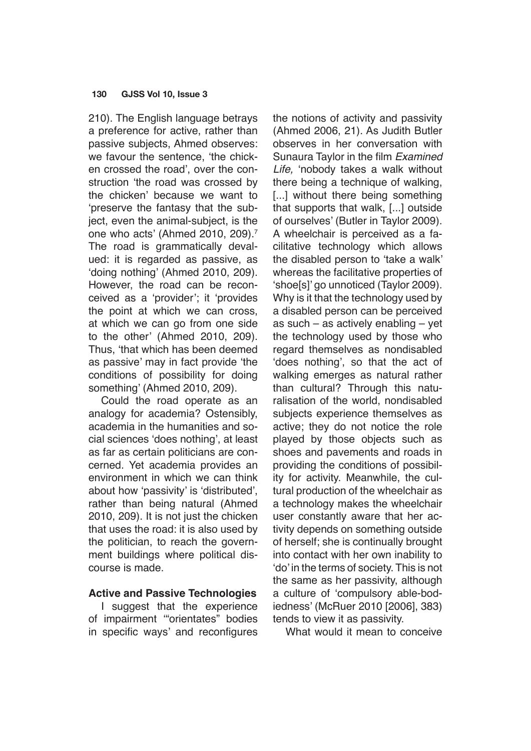210). The English language betrays a preference for active, rather than passive subjects, Ahmed observes: we favour the sentence, 'the chicken crossed the road', over the construction 'the road was crossed by the chicken' because we want to 'preserve the fantasy that the subject, even the animal-subject, is the one who acts' (Ahmed 2010, 209).[7] The road is grammatically devalued: it is regarded as passive, as 'doing nothing' (Ahmed 2010, 209). However, the road can be reconceived as a 'provider'; it 'provides the point at which we can cross, at which we can go from one side to the other' (Ahmed 2010, 209). Thus, 'that which has been deemed as passive' may in fact provide 'the conditions of possibility for doing something' (Ahmed 2010, 209).

Could the road operate as an analogy for academia? Ostensibly, academia in the humanities and social sciences 'does nothing', at least as far as certain politicians are concerned. Yet academia provides an environment in which we can think about how 'passivity' is 'distributed', rather than being natural (Ahmed 2010, 209). It is not just the chicken that uses the road: it is also used by the politician, to reach the government buildings where political discourse is made.

### Active and Passive Technologies

I suggest that the experience of impairment '"orientates" bodies in specific ways' and reconfigures the notions of activity and passivity (Ahmed 2006, 21). As Judith Butler observes in her conversation with Sunaura Taylor in the film *Examined Life,* 'nobody takes a walk without there being a technique of walking, [...] without there being something that supports that walk, [...] outside of ourselves' (Butler in Taylor 2009). A wheelchair is perceived as a facilitative technology which allows the disabled person to 'take a walk' whereas the facilitative properties of 'shoe[s]' go unnoticed (Taylor 2009). Why is it that the technology used by a disabled person can be perceived as such – as actively enabling – yet the technology used by those who regard themselves as nondisabled 'does nothing', so that the act of walking emerges as natural rather than cultural? Through this naturalisation of the world, nondisabled subjects experience themselves as active; they do not notice the role played by those objects such as shoes and pavements and roads in providing the conditions of possibility for activity. Meanwhile, the cultural production of the wheelchair as a technology makes the wheelchair user constantly aware that her activity depends on something outside of herself; she is continually brought into contact with her own inability to 'do' in the terms of society. This is not the same as her passivity, although a culture of 'compulsory able-bodiedness' (McRuer 2010 [2006], 383) tends to view it as passivity.

What would it mean to conceive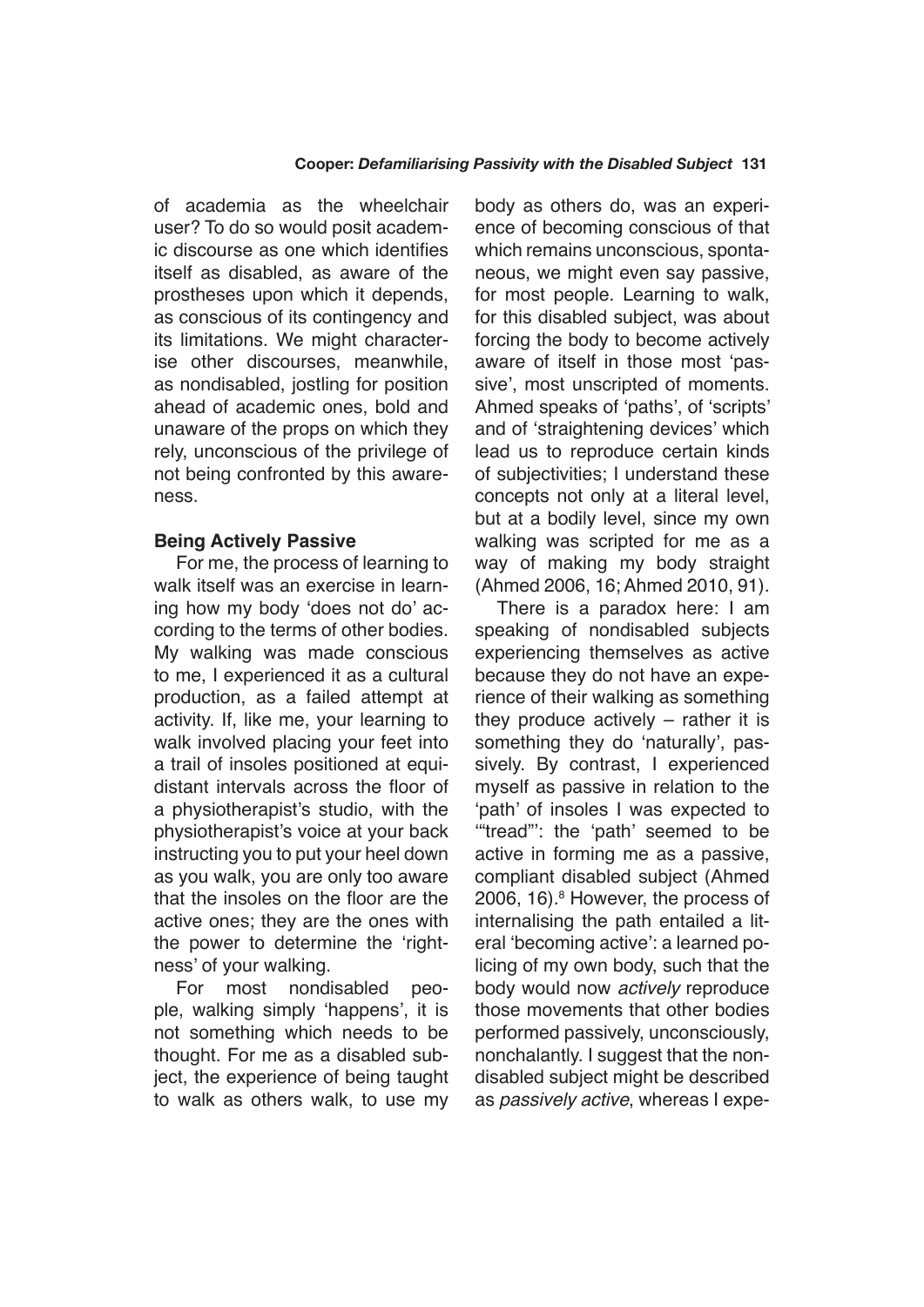of academia as the wheelchair user? To do so would posit academic discourse as one which identifies itself as disabled, as aware of the prostheses upon which it depends, as conscious of its contingency and its limitations. We might characterise other discourses, meanwhile, as nondisabled, jostling for position ahead of academic ones, bold and unaware of the props on which they rely, unconscious of the privilege of not being confronted by this awareness.

### Being Actively Passive

For me, the process of learning to walk itself was an exercise in learning how my body 'does not do' according to the terms of other bodies. My walking was made conscious to me, I experienced it as a cultural production, as a failed attempt at activity. If, like me, your learning to walk involved placing your feet into a trail of insoles positioned at equidistant intervals across the floor of a physiotherapist's studio, with the physiotherapist's voice at your back instructing you to put your heel down as you walk, you are only too aware that the insoles on the floor are the active ones; they are the ones with the power to determine the 'rightness' of your walking.

For most nondisabled people, walking simply 'happens', it is not something which needs to be thought. For me as a disabled subject, the experience of being taught to walk as others walk, to use my body as others do, was an experience of becoming conscious of that which remains unconscious, spontaneous, we might even say passive, for most people. Learning to walk, for this disabled subject, was about forcing the body to become actively aware of itself in those most 'passive', most unscripted of moments. Ahmed speaks of 'paths', of 'scripts' and of 'straightening devices' which lead us to reproduce certain kinds of subjectivities; I understand these concepts not only at a literal level, but at a bodily level, since my own walking was scripted for me as a way of making my body straight (Ahmed 2006, 16; Ahmed 2010, 91).

There is a paradox here: I am speaking of nondisabled subjects experiencing themselves as active because they do not have an experience of their walking as something they produce actively – rather it is something they do 'naturally', passively. By contrast, I experienced myself as passive in relation to the 'path' of insoles I was expected to '"tread"': the 'path' seemed to be active in forming me as a passive, compliant disabled subject (Ahmed 2006, 16).[8] However, the process of internalising the path entailed a literal 'becoming active': a learned policing of my own body, such that the body would now *actively* reproduce those movements that other bodies performed passively, unconsciously, nonchalantly. I suggest that the nondisabled subject might be described as *passively active*, whereas I expe-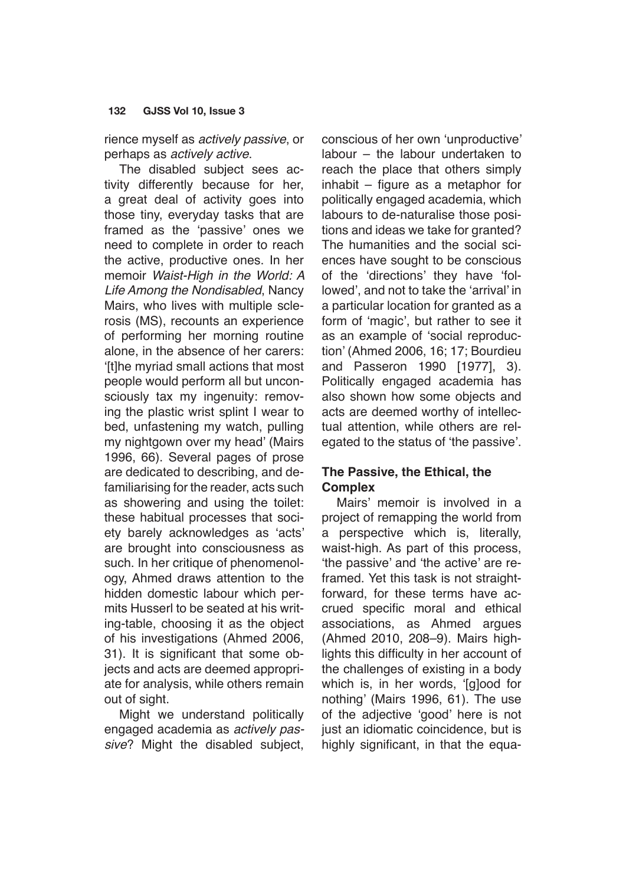rience myself as *actively passive*, or perhaps as *actively active*.

The disabled subject sees activity differently because for her, a great deal of activity goes into those tiny, everyday tasks that are framed as the 'passive' ones we need to complete in order to reach the active, productive ones. In her memoir *Waist-High in the World: A Life Among the Nondisabled*, Nancy Mairs, who lives with multiple sclerosis (MS), recounts an experience of performing her morning routine alone, in the absence of her carers: '[t]he myriad small actions that most people would perform all but unconsciously tax my ingenuity: removing the plastic wrist splint I wear to bed, unfastening my watch, pulling my nightgown over my head' (Mairs 1996, 66). Several pages of prose are dedicated to describing, and defamiliarising for the reader, acts such as showering and using the toilet: these habitual processes that society barely acknowledges as 'acts' are brought into consciousness as such. In her critique of phenomenology, Ahmed draws attention to the hidden domestic labour which permits Husserl to be seated at his writing-table, choosing it as the object of his investigations (Ahmed 2006, 31). It is significant that some objects and acts are deemed appropriate for analysis, while others remain out of sight.

Might we understand politically engaged academia as *actively passive*? Might the disabled subject, conscious of her own 'unproductive' labour – the labour undertaken to reach the place that others simply inhabit – figure as a metaphor for politically engaged academia, which labours to de-naturalise those positions and ideas we take for granted? The humanities and the social sciences have sought to be conscious of the 'directions' they have 'followed', and not to take the 'arrival' in a particular location for granted as a form of 'magic', but rather to see it as an example of 'social reproduction' (Ahmed 2006, 16; 17; Bourdieu and Passeron 1990 [1977], 3). Politically engaged academia has also shown how some objects and acts are deemed worthy of intellectual attention, while others are relegated to the status of 'the passive'.

## The Passive, the Ethical, the Complex

Mairs' memoir is involved in a project of remapping the world from a perspective which is, literally, waist-high. As part of this process, 'the passive' and 'the active' are reframed. Yet this task is not straightforward, for these terms have accrued specific moral and ethical associations, as Ahmed argues (Ahmed 2010, 208–9). Mairs highlights this difficulty in her account of the challenges of existing in a body which is, in her words, '[g]ood for nothing' (Mairs 1996, 61). The use of the adjective 'good' here is not just an idiomatic coincidence, but is highly significant, in that the equa-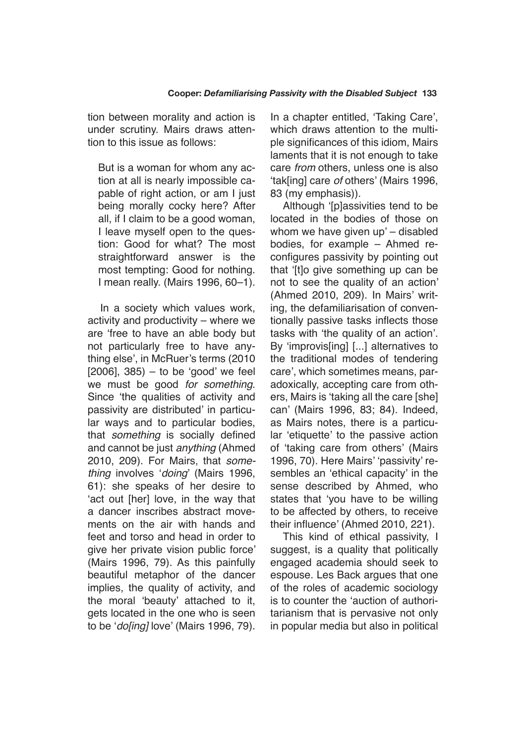tion between morality and action is under scrutiny. Mairs draws attention to this issue as follows:

> But is a woman for whom any action at all is nearly impossible capable of right action, or am I just being morally cocky here? After all, if I claim to be a good woman, I leave myself open to the question: Good for what? The most straightforward answer is the most tempting: Good for nothing. I mean really. (Mairs 1996, 60–1).

In a society which values work, activity and productivity – where we are 'free to have an able body but not particularly free to have anything else', in McRuer's terms (2010 [2006], 385) – to be 'good' we feel we must be good *for something*. Since 'the qualities of activity and passivity are distributed' in particular ways and to particular bodies, that *something* is socially defined and cannot be just *anything* (Ahmed 2010, 209). For Mairs, that *something* involves '*doing*' (Mairs 1996, 61): she speaks of her desire to 'act out [her] love, in the way that a dancer inscribes abstract movements on the air with hands and feet and torso and head in order to give her private vision public force' (Mairs 1996, 79). As this painfully beautiful metaphor of the dancer implies, the quality of activity, and the moral 'beauty' attached to it, gets located in the one who is seen to be '*do[ing]* love' (Mairs 1996, 79). In a chapter entitled, 'Taking Care', which draws attention to the multiple significances of this idiom, Mairs laments that it is not enough to take care *from* others, unless one is also 'tak[ing] care *of* others' (Mairs 1996, 83 (my emphasis)).

Although '[p]assivities tend to be located in the bodies of those on whom we have given up' – disabled bodies, for example – Ahmed reconfigures passivity by pointing out that '[t]o give something up can be not to see the quality of an action' (Ahmed 2010, 209). In Mairs' writing, the defamiliarisation of conventionally passive tasks inflects those tasks with 'the quality of an action'. By 'improvis[ing] [...] alternatives to the traditional modes of tendering care', which sometimes means, paradoxically, accepting care from others, Mairs is 'taking all the care [she] can' (Mairs 1996, 83; 84). Indeed, as Mairs notes, there is a particular 'etiquette' to the passive action of 'taking care from others' (Mairs 1996, 70). Here Mairs' 'passivity' resembles an 'ethical capacity' in the sense described by Ahmed, who states that 'you have to be willing to be affected by others, to receive their influence' (Ahmed 2010, 221).

This kind of ethical passivity, I suggest, is a quality that politically engaged academia should seek to espouse. Les Back argues that one of the roles of academic sociology is to counter the 'auction of authoritarianism that is pervasive not only in popular media but also in political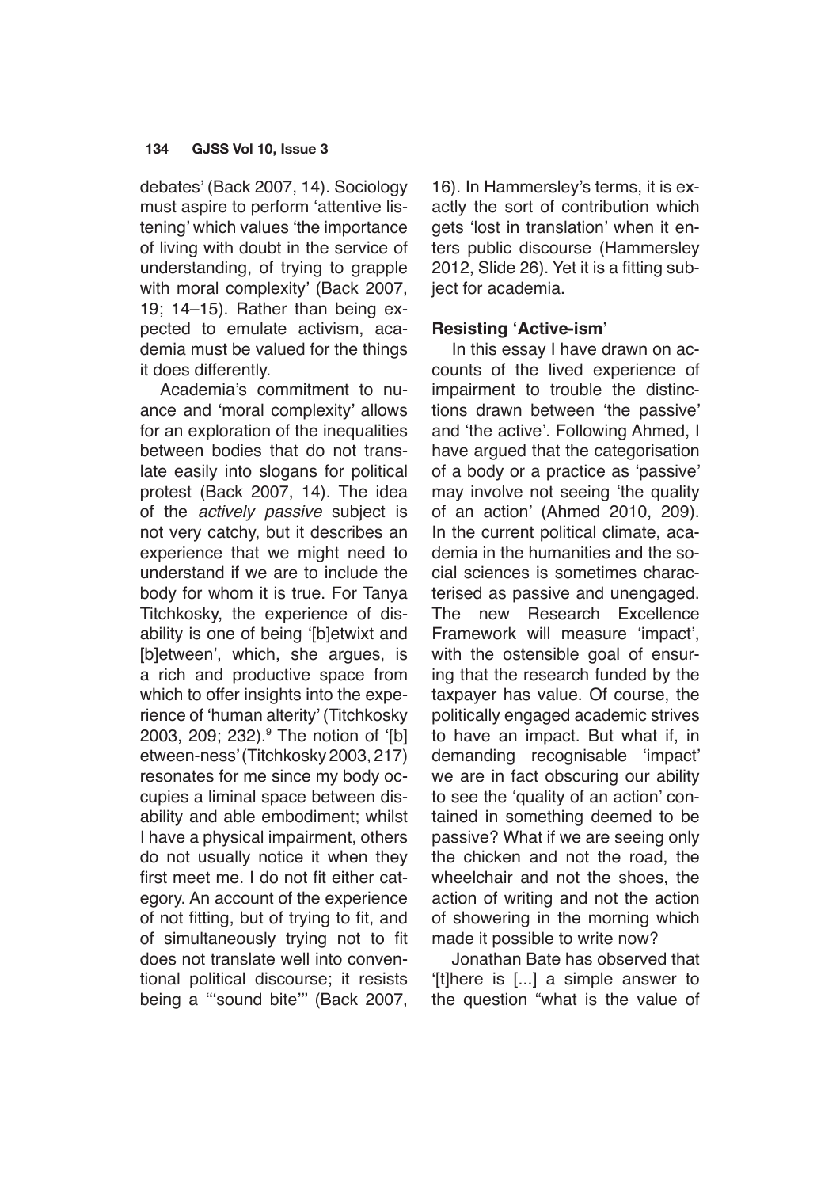debates' (Back 2007, 14). Sociology must aspire to perform 'attentive listening' which values 'the importance of living with doubt in the service of understanding, of trying to grapple with moral complexity' (Back 2007, 19; 14–15). Rather than being expected to emulate activism, academia must be valued for the things it does differently.

Academia's commitment to nuance and 'moral complexity' allows for an exploration of the inequalities between bodies that do not translate easily into slogans for political protest (Back 2007, 14). The idea of the *actively passive* subject is not very catchy, but it describes an experience that we might need to understand if we are to include the body for whom it is true. For Tanya Titchkosky, the experience of disability is one of being '[b]etwixt and [b]etween', which, she argues, is a rich and productive space from which to offer insights into the experience of 'human alterity' (Titchkosky 2003, 209; 232).[9] The notion of '[b]etween-ness' (Titchkosky 2003, 217) resonates for me since my body occupies a liminal space between disability and able embodiment; whilst I have a physical impairment, others do not usually notice it when they first meet me. I do not fit either category. An account of the experience of not fitting, but of trying to fit, and of simultaneously trying not to fit does not translate well into conventional political discourse; it resists being a '"sound bite"' (Back 2007, 16). In Hammersley's terms, it is exactly the sort of contribution which gets 'lost in translation' when it enters public discourse (Hammersley 2012, Slide 26). Yet it is a fitting subject for academia.

## Resisting 'Active-ism'

In this essay I have drawn on accounts of the lived experience of impairment to trouble the distinctions drawn between 'the passive' and 'the active'. Following Ahmed, I have argued that the categorisation of a body or a practice as 'passive' may involve not seeing 'the quality of an action' (Ahmed 2010, 209). In the current political climate, academia in the humanities and the social sciences is sometimes characterised as passive and unengaged. The new Research Excellence Framework will measure 'impact', with the ostensible goal of ensuring that the research funded by the taxpayer has value. Of course, the politically engaged academic strives to have an impact. But what if, in demanding recognisable 'impact' we are in fact obscuring our ability to see the 'quality of an action' contained in something deemed to be passive? What if we are seeing only the chicken and not the road, the wheelchair and not the shoes, the action of writing and not the action of showering in the morning which made it possible to write now?

Jonathan Bate has observed that '[t]here is [...] a simple answer to the question "what is the value of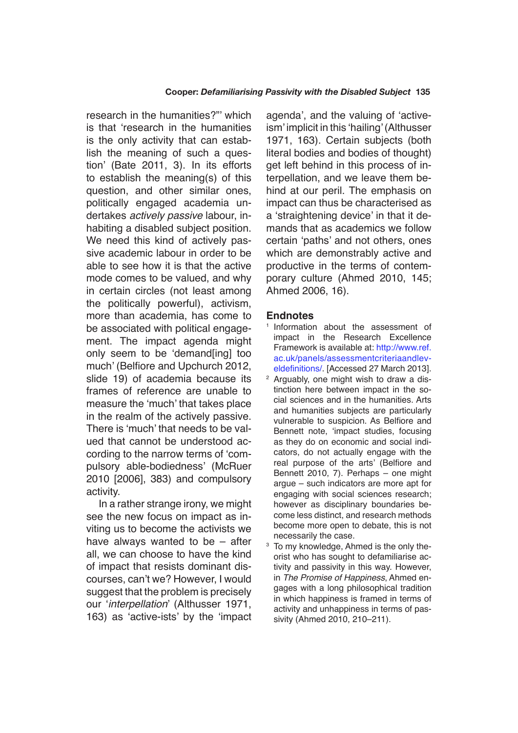research in the humanities?"' which is that 'research in the humanities is the only activity that can establish the meaning of such a question' (Bate 2011, 3). In its efforts to establish the meaning(s) of this question, and other similar ones, politically engaged academia undertakes *actively passive* labour, inhabiting a disabled subject position. We need this kind of actively passive academic labour in order to be able to see how it is that the active mode comes to be valued, and why in certain circles (not least among the politically powerful), activism, more than academia, has come to be associated with political engagement. The impact agenda might only seem to be 'demand[ing] too much' (Belfiore and Upchurch 2012, slide 19) of academia because its frames of reference are unable to measure the 'much' that takes place in the realm of the actively passive. There is 'much' that needs to be valued that cannot be understood according to the narrow terms of 'compulsory able-bodiedness' (McRuer 2010 [2006], 383) and compulsory activity.

In a rather strange irony, we might see the new focus on impact as inviting us to become the activists we have always wanted to be – after all, we can choose to have the kind of impact that resists dominant discourses, can't we? However, I would suggest that the problem is precisely our '*interpellation*' (Althusser 1971, 163) as 'active-ists' by the 'impact agenda', and the valuing of 'active-ism' implicit in this 'hailing' (Althusser 1971, 163). Certain subjects (both literal bodies and bodies of thought) get left behind in this process of interpellation, and we leave them behind at our peril. The emphasis on impact can thus be characterised as a 'straightening device' in that it demands that as academics we follow certain 'paths' and not others, ones which are demonstrably active and productive in the terms of contemporary culture (Ahmed 2010, 145; Ahmed 2006, 16).

## Endnotes

1. Information about the assessment of impact in the Research Excellence Framework is available at: http://www.ref.ac.uk/panels/assessmentcriteriaandleveldefinitions/. [Accessed 27 March 2013].
2. Arguably, one might wish to draw a distinction here between impact in the social sciences and in the humanities. Arts and humanities subjects are particularly vulnerable to suspicion. As Belfiore and Bennett note, 'impact studies, focusing as they do on economic and social indicators, do not actually engage with the real purpose of the arts' (Belfiore and Bennett 2010, 7). Perhaps – one might argue – such indicators are more apt for engaging with social sciences research; however as disciplinary boundaries become less distinct, and research methods become more open to debate, this is not necessarily the case.
3. To my knowledge, Ahmed is the only theorist who has sought to defamiliarise activity and passivity in this way. However, in *The Promise of Happiness*, Ahmed engages with a long philosophical tradition in which happiness is framed in terms of activity and unhappiness in terms of passivity (Ahmed 2010, 210–211).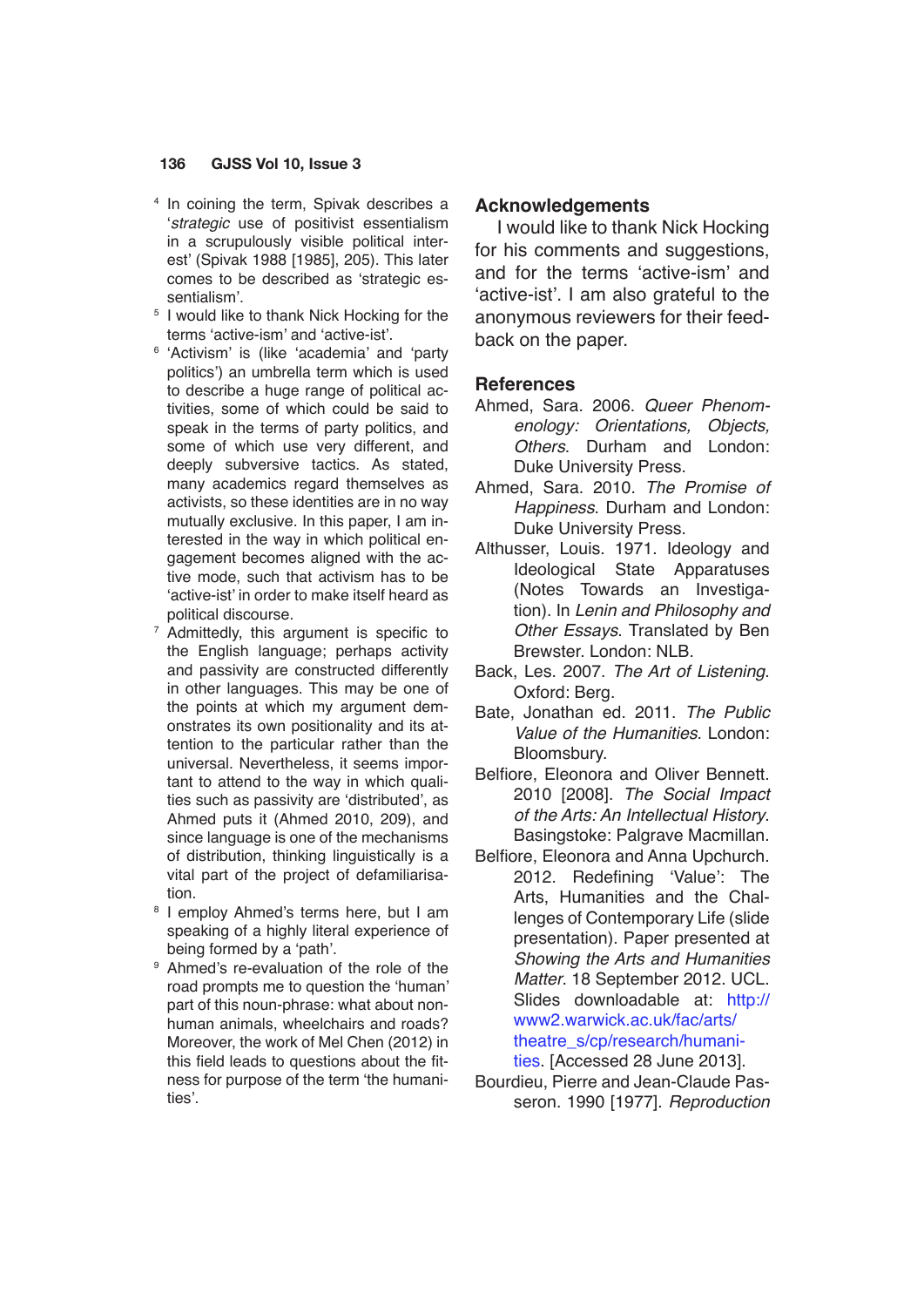4 In coining the term, Spivak describes a '*strategic* use of positivist essentialism in a scrupulously visible political interest' (Spivak 1988 [1985], 205). This later comes to be described as 'strategic essentialism'.

5 I would like to thank Nick Hocking for the terms 'active-ism' and 'active-ist'.

6 'Activism' is (like 'academia' and 'party politics') an umbrella term which is used to describe a huge range of political activities, some of which could be said to speak in the terms of party politics, and some of which use very different, and deeply subversive tactics. As stated, many academics regard themselves as activists, so these identities are in no way mutually exclusive. In this paper, I am interested in the way in which political engagement becomes aligned with the active mode, such that activism has to be 'active-ist' in order to make itself heard as political discourse.

7 Admittedly, this argument is specific to the English language; perhaps activity and passivity are constructed differently in other languages. This may be one of the points at which my argument demonstrates its own positionality and its attention to the particular rather than the universal. Nevertheless, it seems important to attend to the way in which qualities such as passivity are 'distributed', as Ahmed puts it (Ahmed 2010, 209), and since language is one of the mechanisms of distribution, thinking linguistically is a vital part of the project of defamiliarisation.

8 I employ Ahmed's terms here, but I am speaking of a highly literal experience of being formed by a 'path'.

9 Ahmed's re-evaluation of the role of the road prompts me to question the 'human' part of this noun-phrase: what about non-human animals, wheelchairs and roads? Moreover, the work of Mel Chen (2012) in this field leads to questions about the fitness for purpose of the term 'the humanities'.

## Acknowledgements

I would like to thank Nick Hocking for his comments and suggestions, and for the terms 'active-ism' and 'active-ist'. I am also grateful to the anonymous reviewers for their feedback on the paper.

## References

Ahmed, Sara. 2006. *Queer Phenomenology: Orientations, Objects, Others*. Durham and London: Duke University Press.

Ahmed, Sara. 2010. *The Promise of Happiness*. Durham and London: Duke University Press.

Althusser, Louis. 1971. Ideology and Ideological State Apparatuses (Notes Towards an Investigation). In *Lenin and Philosophy and Other Essays*. Translated by Ben Brewster. London: NLB.

Back, Les. 2007. *The Art of Listening*. Oxford: Berg.

Bate, Jonathan ed. 2011. *The Public Value of the Humanities*. London: Bloomsbury.

Belfiore, Eleonora and Oliver Bennett. 2010 [2008]. *The Social Impact of the Arts: An Intellectual History*. Basingstoke: Palgrave Macmillan.

Belfiore, Eleonora and Anna Upchurch. 2012. Redefining 'Value': The Arts, Humanities and the Challenges of Contemporary Life (slide presentation). Paper presented at *Showing the Arts and Humanities Matter*. 18 September 2012. UCL. Slides downloadable at: http://www2.warwick.ac.uk/fac/arts/theatre_s/cp/research/humanities. [Accessed 28 June 2013].

Bourdieu, Pierre and Jean-Claude Passeron. 1990 [1977]. *Reproduction*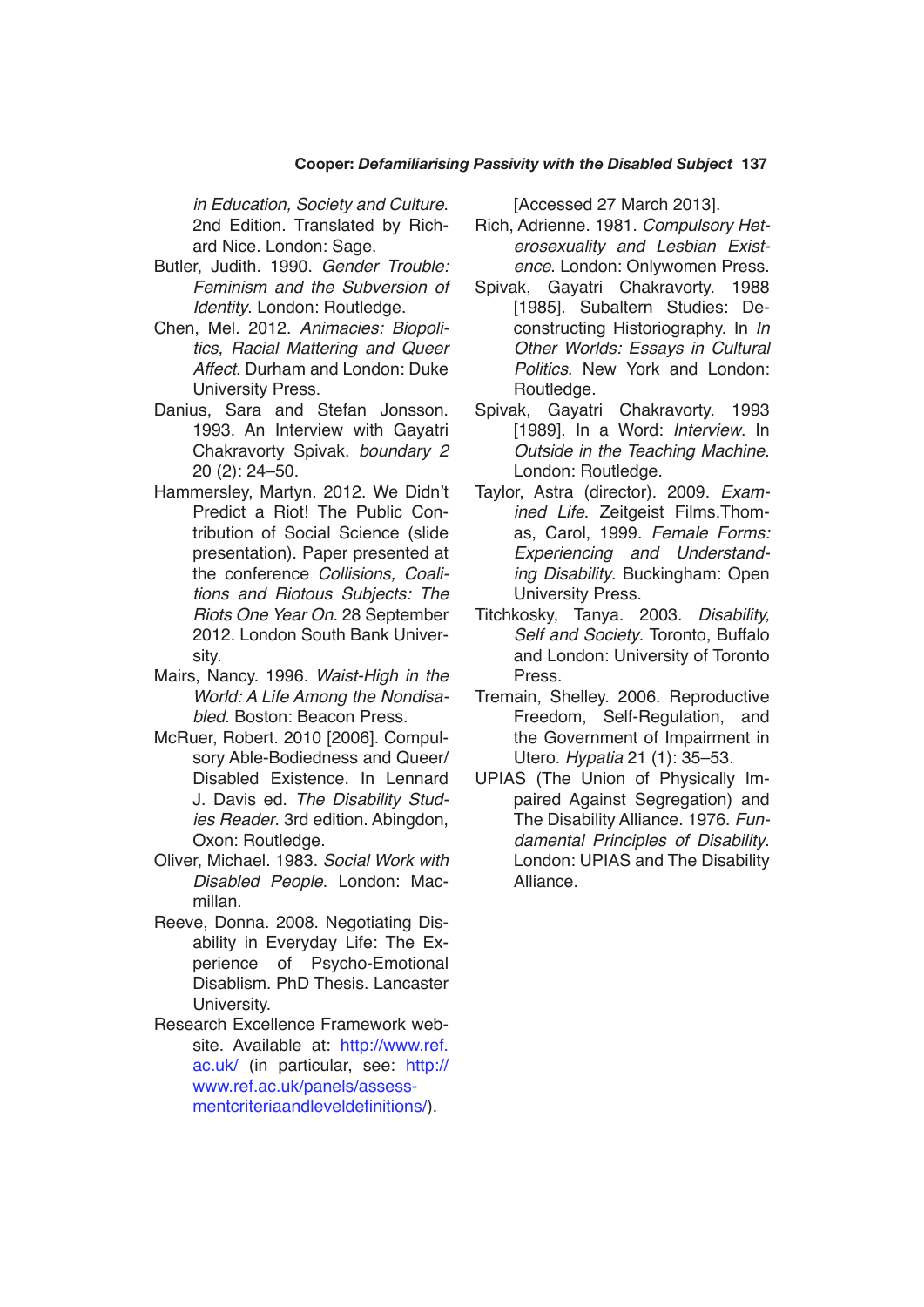*in Education, Society and Culture*. 2nd Edition. Translated by Richard Nice. London: Sage.

Butler, Judith. 1990. *Gender Trouble: Feminism and the Subversion of Identity*. London: Routledge.

Chen, Mel. 2012. *Animacies: Biopolitics, Racial Mattering and Queer Affect*. Durham and London: Duke University Press.

Danius, Sara and Stefan Jonsson. 1993. An Interview with Gayatri Chakravorty Spivak. *boundary 2* 20 (2): 24–50.

Hammersley, Martyn. 2012. We Didn't Predict a Riot! The Public Contribution of Social Science (slide presentation). Paper presented at the conference *Collisions, Coalitions and Riotous Subjects: The Riots One Year On*. 28 September 2012. London South Bank University.

Mairs, Nancy. 1996. *Waist-High in the World: A Life Among the Nondisabled*. Boston: Beacon Press.

McRuer, Robert. 2010 [2006]. Compulsory Able-Bodiedness and Queer/Disabled Existence. In Lennard J. Davis ed. *The Disability Studies Reader*. 3rd edition. Abingdon, Oxon: Routledge.

Oliver, Michael. 1983. *Social Work with Disabled People*. London: Macmillan.

Reeve, Donna. 2008. Negotiating Disability in Everyday Life: The Experience of Psycho-Emotional Disablism. PhD Thesis. Lancaster University.

Research Excellence Framework website. Available at: http://www.ref.ac.uk/ (in particular, see: http://www.ref.ac.uk/panels/assessmentcriteriaandleveldefinitions/). [Accessed 27 March 2013].

Rich, Adrienne. 1981. *Compulsory Heterosexuality and Lesbian Existence*. London: Onlywomen Press.

Spivak, Gayatri Chakravorty. 1988 [1985]. Subaltern Studies: Deconstructing Historiography. In *In Other Worlds: Essays in Cultural Politics*. New York and London: Routledge.

Spivak, Gayatri Chakravorty. 1993 [1989]. In a Word: *Interview*. In *Outside in the Teaching Machine*. London: Routledge.

Taylor, Astra (director). 2009. *Examined Life*. Zeitgeist Films.Thomas, Carol, 1999. *Female Forms: Experiencing and Understanding Disability*. Buckingham: Open University Press.

Titchkosky, Tanya. 2003. *Disability, Self and Society*. Toronto, Buffalo and London: University of Toronto Press.

Tremain, Shelley. 2006. Reproductive Freedom, Self-Regulation, and the Government of Impairment in Utero. *Hypatia* 21 (1): 35–53.

UPIAS (The Union of Physically Impaired Against Segregation) and The Disability Alliance. 1976. *Fundamental Principles of Disability*. London: UPIAS and The Disability Alliance.